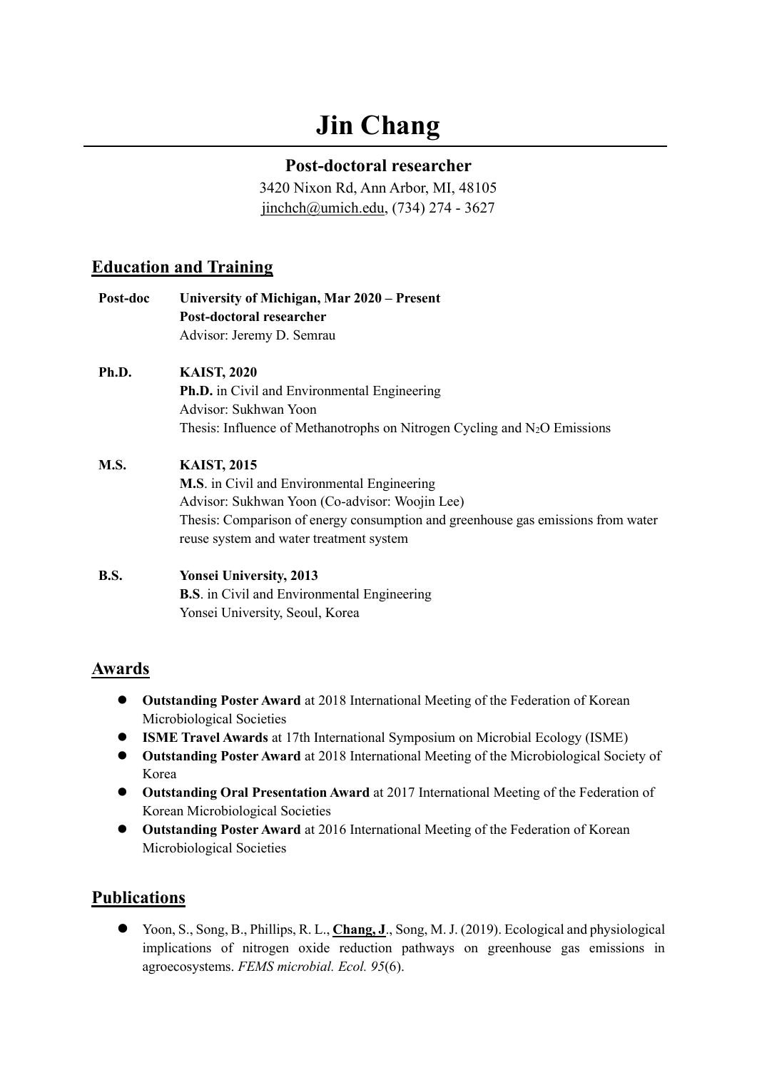# Jin Chang

### Post-doctoral researcher

3420 Nixon Rd, Ann Arbor, MI, 48105

jinchch@umich.edu, (734) 274 - 3627

## Education and Training

**Post-doc** **University of Michigan, Mar 2020 – Present**
**Post-doctoral researcher**
Advisor: Jeremy D. Semrau

**Ph.D.** **KAIST, 2020**
**Ph.D.** in Civil and Environmental Engineering
Advisor: Sukhwan Yoon
Thesis: Influence of Methanotrophs on Nitrogen Cycling and $N_2O$ Emissions

**M.S.** **KAIST, 2015**
**M.S**. in Civil and Environmental Engineering
Advisor: Sukhwan Yoon (Co-advisor: Woojin Lee)
Thesis: Comparison of energy consumption and greenhouse gas emissions from water reuse system and water treatment system

**B.S.** **Yonsei University, 2013**
**B.S**. in Civil and Environmental Engineering
Yonsei University, Seoul, Korea

## Awards

- **Outstanding Poster Award** at 2018 International Meeting of the Federation of Korean Microbiological Societies
- **ISME Travel Awards** at 17th International Symposium on Microbial Ecology (ISME)
- **Outstanding Poster Award** at 2018 International Meeting of the Microbiological Society of Korea
- **Outstanding Oral Presentation Award** at 2017 International Meeting of the Federation of Korean Microbiological Societies
- **Outstanding Poster Award** at 2016 International Meeting of the Federation of Korean Microbiological Societies

## Publications

- Yoon, S., Song, B., Phillips, R. L., **Chang, J**., Song, M. J. (2019). Ecological and physiological implications of nitrogen oxide reduction pathways on greenhouse gas emissions in agroecosystems. *FEMS microbial. Ecol. 95*(6).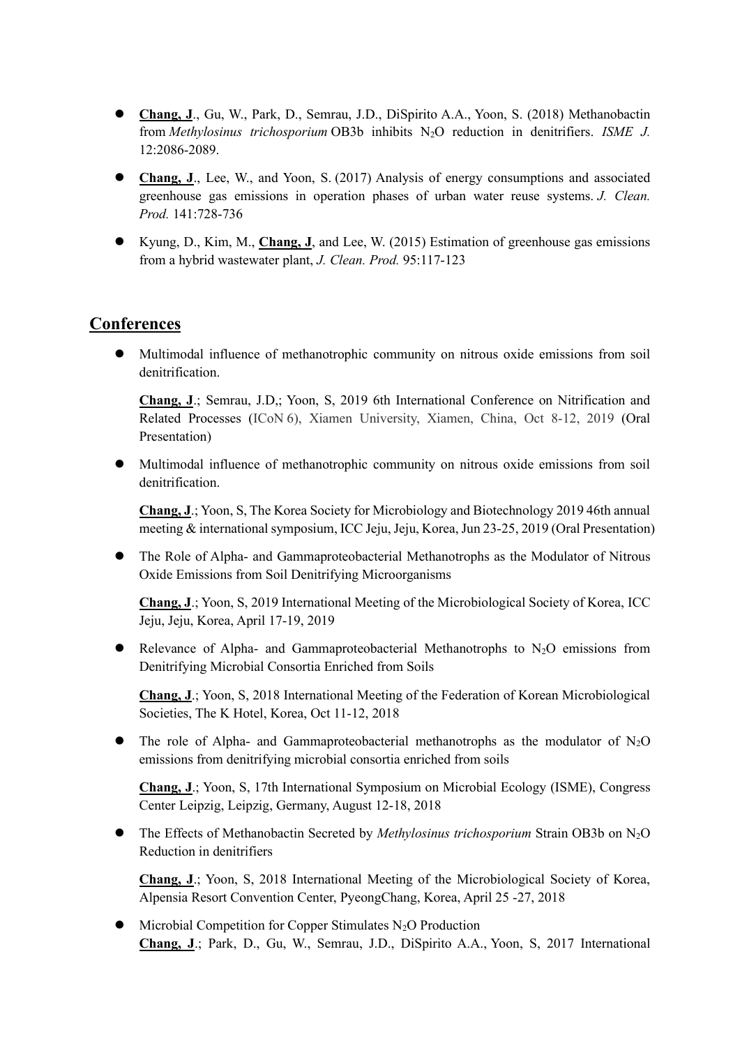- **Chang, J**., Gu, W., Park, D., Semrau, J.D., DiSpirito A.A., Yoon, S. (2018) Methanobactin from *Methylosinus trichosporium* OB3b inhibits $N_2O$ reduction in denitrifiers. *ISME J.* 12:2086-2089.

- **Chang, J**., Lee, W., and Yoon, S. (2017) Analysis of energy consumptions and associated greenhouse gas emissions in operation phases of urban water reuse systems. *J. Clean. Prod.* 141:728-736

- Kyung, D., Kim, M., **Chang, J**, and Lee, W. (2015) Estimation of greenhouse gas emissions from a hybrid wastewater plant, *J. Clean. Prod.* 95:117-123

## Conferences

- Multimodal influence of methanotrophic community on nitrous oxide emissions from soil denitrification.

  **Chang, J**.; Semrau, J.D,; Yoon, S, 2019 6th International Conference on Nitrification and Related Processes (ICoN 6), Xiamen University, Xiamen, China, Oct 8-12, 2019 (Oral Presentation)

- Multimodal influence of methanotrophic community on nitrous oxide emissions from soil denitrification.

  **Chang, J**.; Yoon, S, The Korea Society for Microbiology and Biotechnology 2019 46th annual meeting & international symposium, ICC Jeju, Jeju, Korea, Jun 23-25, 2019 (Oral Presentation)

- The Role of Alpha- and Gammaproteobacterial Methanotrophs as the Modulator of Nitrous Oxide Emissions from Soil Denitrifying Microorganisms

  **Chang, J**.; Yoon, S, 2019 International Meeting of the Microbiological Society of Korea, ICC Jeju, Jeju, Korea, April 17-19, 2019

- Relevance of Alpha- and Gammaproteobacterial Methanotrophs to $N_2O$ emissions from Denitrifying Microbial Consortia Enriched from Soils

  **Chang, J**.; Yoon, S, 2018 International Meeting of the Federation of Korean Microbiological Societies, The K Hotel, Korea, Oct 11-12, 2018

- The role of Alpha- and Gammaproteobacterial methanotrophs as the modulator of $N_2O$ emissions from denitrifying microbial consortia enriched from soils

  **Chang, J**.; Yoon, S, 17th International Symposium on Microbial Ecology (ISME), Congress Center Leipzig, Leipzig, Germany, August 12-18, 2018

- The Effects of Methanobactin Secreted by *Methylosinus trichosporium* Strain OB3b on $N_2O$ Reduction in denitrifiers

  **Chang, J**.; Yoon, S, 2018 International Meeting of the Microbiological Society of Korea, Alpensia Resort Convention Center, PyeongChang, Korea, April 25 -27, 2018

- Microbial Competition for Copper Stimulates $N_2O$ Production
  **Chang, J**.; Park, D., Gu, W., Semrau, J.D., DiSpirito A.A., Yoon, S, 2017 International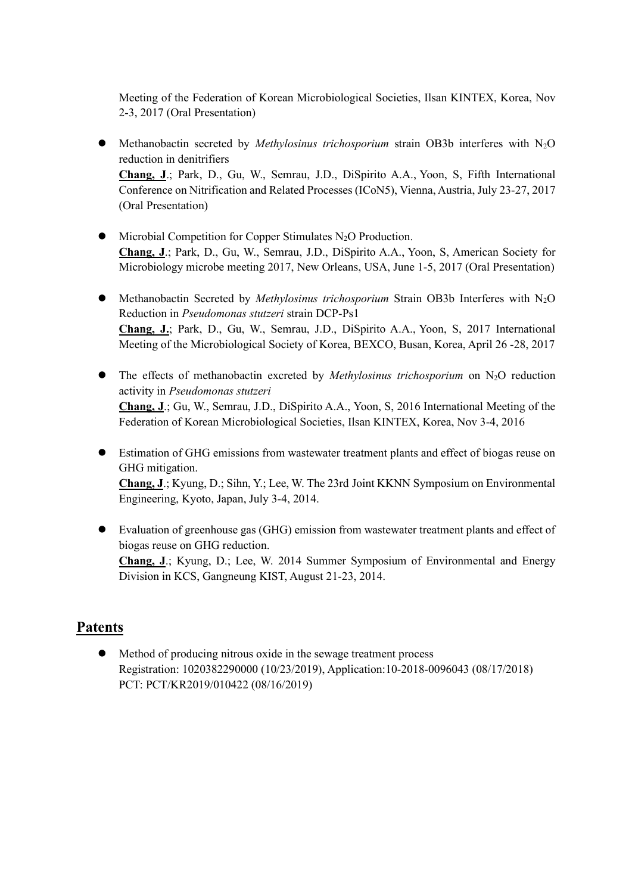Meeting of the Federation of Korean Microbiological Societies, Ilsan KINTEX, Korea, Nov 2-3, 2017 (Oral Presentation)

- Methanobactin secreted by *Methylosinus trichosporium* strain OB3b interferes with $N_2O$ reduction in denitrifiers
  **Chang, J**.; Park, D., Gu, W., Semrau, J.D., DiSpirito A.A., Yoon, S, Fifth International Conference on Nitrification and Related Processes (ICoN5), Vienna, Austria, July 23-27, 2017 (Oral Presentation)

- Microbial Competition for Copper Stimulates $N_2O$ Production.
  **Chang, J**.; Park, D., Gu, W., Semrau, J.D., DiSpirito A.A., Yoon, S, American Society for Microbiology microbe meeting 2017, New Orleans, USA, June 1-5, 2017 (Oral Presentation)

- Methanobactin Secreted by *Methylosinus trichosporium* Strain OB3b Interferes with $N_2O$ Reduction in *Pseudomonas stutzeri* strain DCP-Ps1
  **Chang, J.**; Park, D., Gu, W., Semrau, J.D., DiSpirito A.A., Yoon, S, 2017 International Meeting of the Microbiological Society of Korea, BEXCO, Busan, Korea, April 26 -28, 2017

- The effects of methanobactin excreted by *Methylosinus trichosporium* on $N_2O$ reduction activity in *Pseudomonas stutzeri*
  **Chang, J**.; Gu, W., Semrau, J.D., DiSpirito A.A., Yoon, S, 2016 International Meeting of the Federation of Korean Microbiological Societies, Ilsan KINTEX, Korea, Nov 3-4, 2016

- Estimation of GHG emissions from wastewater treatment plants and effect of biogas reuse on GHG mitigation.
  **Chang, J**.; Kyung, D.; Sihn, Y.; Lee, W. The 23rd Joint KKNN Symposium on Environmental Engineering, Kyoto, Japan, July 3-4, 2014.

- Evaluation of greenhouse gas (GHG) emission from wastewater treatment plants and effect of biogas reuse on GHG reduction.
  **Chang, J**.; Kyung, D.; Lee, W. 2014 Summer Symposium of Environmental and Energy Division in KCS, Gangneung KIST, August 21-23, 2014.

## Patents

- Method of producing nitrous oxide in the sewage treatment process
  Registration: 1020382290000 (10/23/2019), Application:10-2018-0096043 (08/17/2018)
  PCT: PCT/KR2019/010422 (08/16/2019)